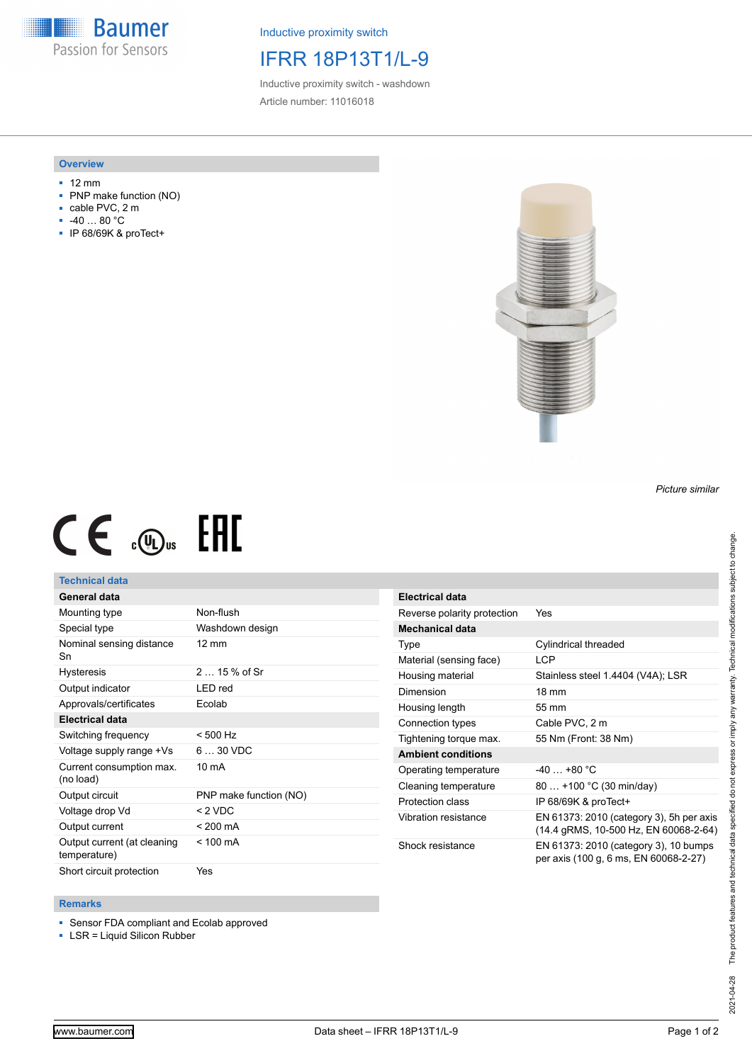Inductive proximity switch

# IFRR 18P13T1/L-9

Inductive proximity switch - washdown

Article number: 11016018

## Overview

- 12 mm
- PNP make function (NO)
- cable PVC, 2 m
- -40 … 80 °C
- IP 68/69K & proTect+

*Picture similar*

## Technical data

| General data | |
|---|---|
| Mounting type | Non-flush |
| Special type | Washdown design |
| Nominal sensing distance Sn | 12 mm |
| Hysteresis | 2 … 15 % of Sr |
| Output indicator | LED red |
| Approvals/certificates | Ecolab |
| **Electrical data** | |
| Switching frequency | < 500 Hz |
| Voltage supply range +Vs | 6 … 30 VDC |
| Current consumption max. (no load) | 10 mA |
| Output circuit | PNP make function (NO) |
| Voltage drop Vd | < 2 VDC |
| Output current | < 200 mA |
| Output current (at cleaning temperature) | < 100 mA |
| Short circuit protection | Yes |

| Electrical data | |
|---|---|
| Reverse polarity protection | Yes |
| **Mechanical data** | |
| Type | Cylindrical threaded |
| Material (sensing face) | LCP |
| Housing material | Stainless steel 1.4404 (V4A); LSR |
| Dimension | 18 mm |
| Housing length | 55 mm |
| Connection types | Cable PVC, 2 m |
| Tightening torque max. | 55 Nm (Front: 38 Nm) |
| **Ambient conditions** | |
| Operating temperature | -40 … +80 °C |
| Cleaning temperature | 80 … +100 °C (30 min/day) |
| Protection class | IP 68/69K & proTect+ |
| Vibration resistance | EN 61373: 2010 (category 3), 5h per axis (14.4 gRMS, 10-500 Hz, EN 60068-2-64) |
| Shock resistance | EN 61373: 2010 (category 3), 10 bumps per axis (100 g, 6 ms, EN 60068-2-27) |

## Remarks

- Sensor FDA compliant and Ecolab approved
- LSR = Liquid Silicon Rubber

2021-04-28 The product features and technical data specified do not express or imply any warranty. Technical modifications subject to change.

www.baumer.com — Data sheet – IFRR 18P13T1/L-9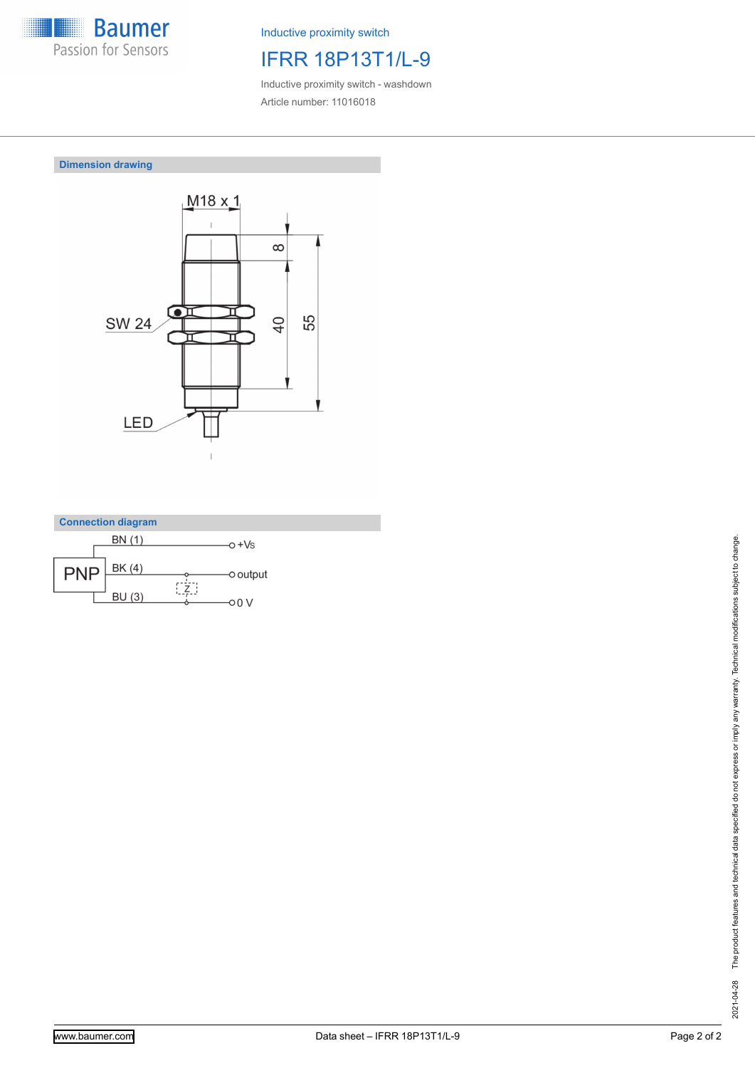Inductive proximity switch

# IFRR 18P13T1/L-9

Inductive proximity switch - washdown

Article number: 11016018

## Dimension drawing

M18 x 1

SW 24

LED

8

40

55

## Connection diagram

PNP

BN (1)

+Vs

BK (4)

output

Z

BU (3)

0 V

2021-04-28 The product features and technical data specified do not express or imply any warranty. Technical modifications subject to change.

www.baumer.com

Data sheet – IFRR 18P13T1/L-9